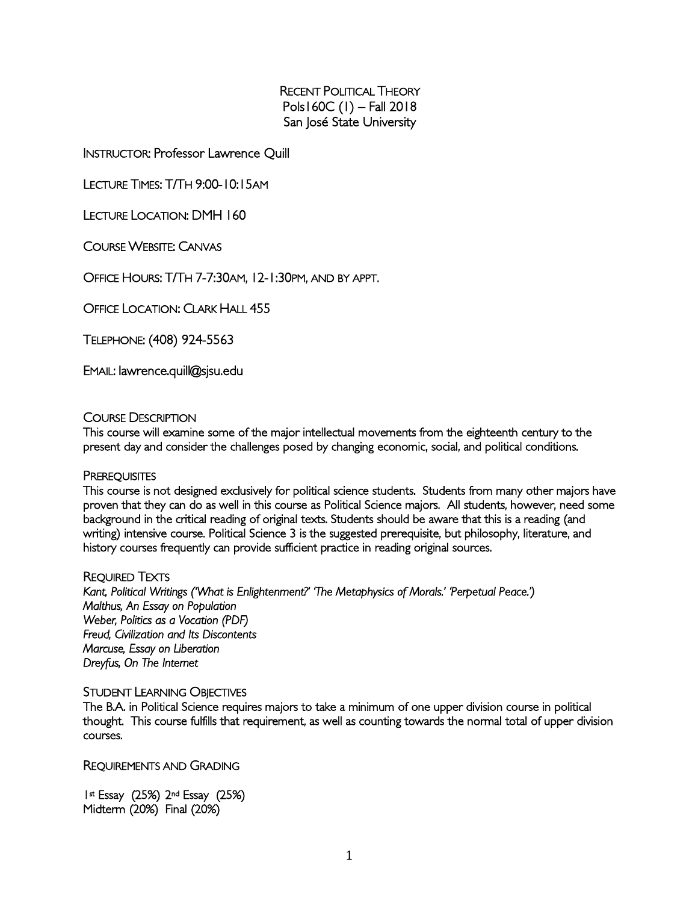# Recent Political Theory

Pols160C (1) – Fall 2018

San José State University

Instructor: Professor Lawrence Quill

Lecture Times: T/Th 9:00-10:15am

Lecture Location: DMH 160

Course Website: Canvas

Office Hours: T/Th 7-7:30am, 12-1:30pm, and by appt.

Office Location: Clark Hall 455

Telephone: (408) 924-5563

Email: lawrence.quill@sjsu.edu

## Course Description

This course will examine some of the major intellectual movements from the eighteenth century to the present day and consider the challenges posed by changing economic, social, and political conditions.

## Prerequisites

This course is not designed exclusively for political science students. Students from many other majors have proven that they can do as well in this course as Political Science majors. All students, however, need some background in the critical reading of original texts. Students should be aware that this is a reading (and writing) intensive course. Political Science 3 is the suggested prerequisite, but philosophy, literature, and history courses frequently can provide sufficient practice in reading original sources.

## Required Texts

*Kant, Political Writings ('What is Enlightenment?' 'The Metaphysics of Morals.' 'Perpetual Peace.')*
*Malthus, An Essay on Population*
*Weber, Politics as a Vocation (PDF)*
*Freud, Civilization and Its Discontents*
*Marcuse, Essay on Liberation*
*Dreyfus, On The Internet*

## Student Learning Objectives

The B.A. in Political Science requires majors to take a minimum of one upper division course in political thought. This course fulfills that requirement, as well as counting towards the normal total of upper division courses.

## Requirements and Grading

1st Essay (25%) 2nd Essay (25%)
Midterm (20%) Final (20%)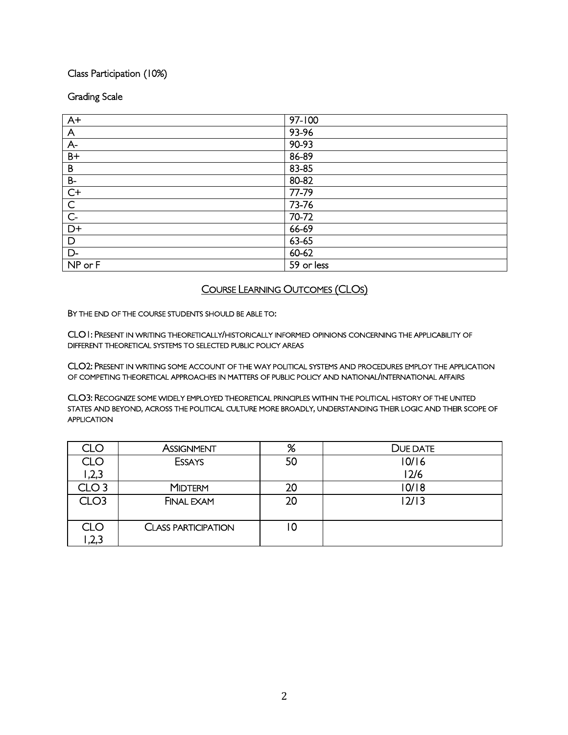Class Participation (10%)

Grading Scale

| | |
|---|---|
| A+ | 97-100 |
| A | 93-96 |
| A- | 90-93 |
| B+ | 86-89 |
| B | 83-85 |
| B- | 80-82 |
| C+ | 77-79 |
| C | 73-76 |
| C- | 70-72 |
| D+ | 66-69 |
| D | 63-65 |
| D- | 60-62 |
| NP or F | 59 or less |

## Course Learning Outcomes (CLOs)

By the end of the course students should be able to:

CLO1: Present in writing theoretically/historically informed opinions concerning the applicability of different theoretical systems to selected public policy areas

CLO2: Present in writing some account of the way political systems and procedures employ the application of competing theoretical approaches in matters of public policy and national/international affairs

CLO3: Recognize some widely employed theoretical principles within the political history of the United States and beyond, across the political culture more broadly, understanding their logic and their scope of application

| CLO | Assignment | % | Due date |
|---|---|---|---|
| CLO 1,2,3 | Essays | 50 | 10/16<br>12/6 |
| CLO 3 | Midterm | 20 | 10/18 |
| CLO3 | Final exam | 20 | 12/13 |
| CLO 1,2,3 | Class participation | 10 | |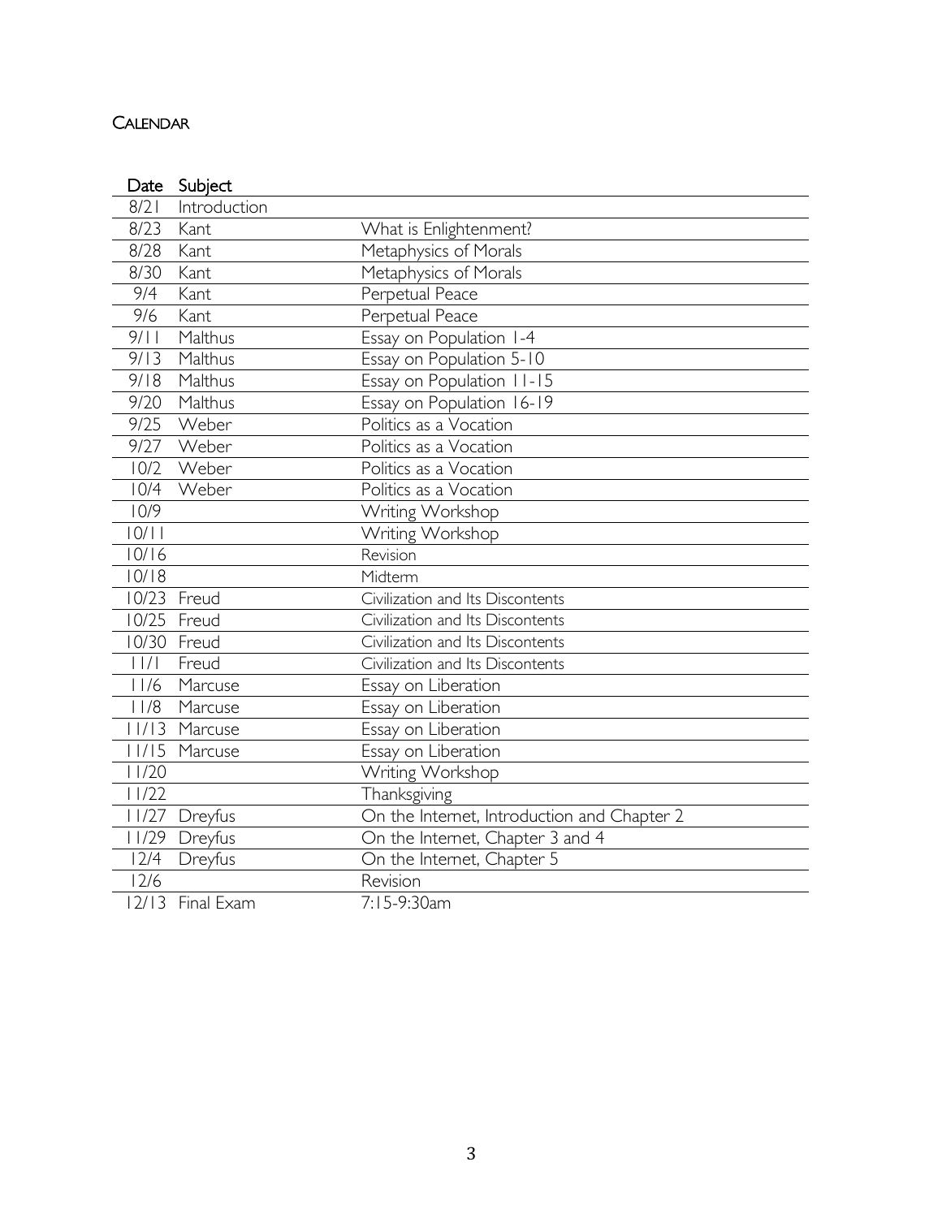## Calendar

| Date | Subject | |
|---|---|---|
| 8/21 | Introduction | |
| 8/23 | Kant | What is Enlightenment? |
| 8/28 | Kant | Metaphysics of Morals |
| 8/30 | Kant | Metaphysics of Morals |
| 9/4 | Kant | Perpetual Peace |
| 9/6 | Kant | Perpetual Peace |
| 9/11 | Malthus | Essay on Population 1-4 |
| 9/13 | Malthus | Essay on Population 5-10 |
| 9/18 | Malthus | Essay on Population 11-15 |
| 9/20 | Malthus | Essay on Population 16-19 |
| 9/25 | Weber | Politics as a Vocation |
| 9/27 | Weber | Politics as a Vocation |
| 10/2 | Weber | Politics as a Vocation |
| 10/4 | Weber | Politics as a Vocation |
| 10/9 | | Writing Workshop |
| 10/11 | | Writing Workshop |
| 10/16 | | Revision |
| 10/18 | | Midterm |
| 10/23 | Freud | Civilization and Its Discontents |
| 10/25 | Freud | Civilization and Its Discontents |
| 10/30 | Freud | Civilization and Its Discontents |
| 11/1 | Freud | Civilization and Its Discontents |
| 11/6 | Marcuse | Essay on Liberation |
| 11/8 | Marcuse | Essay on Liberation |
| 11/13 | Marcuse | Essay on Liberation |
| 11/15 | Marcuse | Essay on Liberation |
| 11/20 | | Writing Workshop |
| 11/22 | | Thanksgiving |
| 11/27 | Dreyfus | On the Internet, Introduction and Chapter 2 |
| 11/29 | Dreyfus | On the Internet, Chapter 3 and 4 |
| 12/4 | Dreyfus | On the Internet, Chapter 5 |
| 12/6 | | Revision |
| 12/13 | Final Exam | 7:15-9:30am |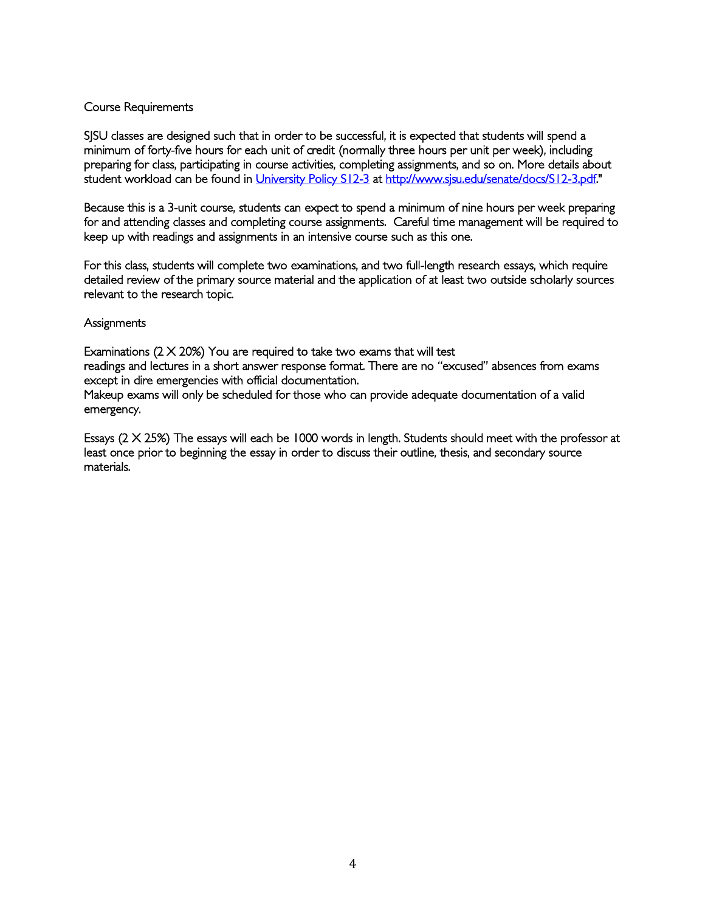## Course Requirements

SJSU classes are designed such that in order to be successful, it is expected that students will spend a minimum of forty-five hours for each unit of credit (normally three hours per unit per week), including preparing for class, participating in course activities, completing assignments, and so on. More details about student workload can be found in [University Policy S12-3](http://www.sjsu.edu/senate/docs/S12-3.pdf) at [http://www.sjsu.edu/senate/docs/S12-3.pdf](http://www.sjsu.edu/senate/docs/S12-3.pdf)."

Because this is a 3-unit course, students can expect to spend a minimum of nine hours per week preparing for and attending classes and completing course assignments. Careful time management will be required to keep up with readings and assignments in an intensive course such as this one.

For this class, students will complete two examinations, and two full-length research essays, which require detailed review of the primary source material and the application of at least two outside scholarly sources relevant to the research topic.

## Assignments

Examinations (2 X 20%) You are required to take two exams that will test readings and lectures in a short answer response format. There are no "excused" absences from exams except in dire emergencies with official documentation.
Makeup exams will only be scheduled for those who can provide adequate documentation of a valid emergency.

Essays (2 X 25%) The essays will each be 1000 words in length. Students should meet with the professor at least once prior to beginning the essay in order to discuss their outline, thesis, and secondary source materials.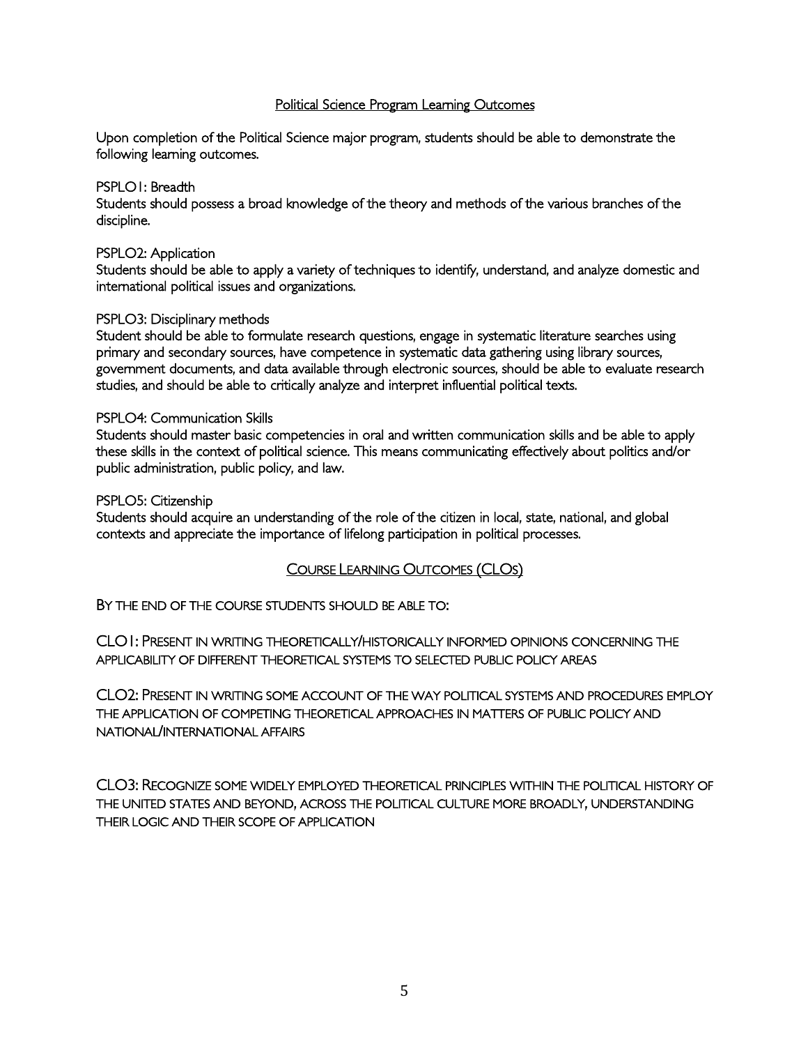## Political Science Program Learning Outcomes

Upon completion of the Political Science major program, students should be able to demonstrate the following learning outcomes.

PSPLO1: Breadth
Students should possess a broad knowledge of the theory and methods of the various branches of the discipline.

PSPLO2: Application
Students should be able to apply a variety of techniques to identify, understand, and analyze domestic and international political issues and organizations.

PSPLO3: Disciplinary methods
Student should be able to formulate research questions, engage in systematic literature searches using primary and secondary sources, have competence in systematic data gathering using library sources, government documents, and data available through electronic sources, should be able to evaluate research studies, and should be able to critically analyze and interpret influential political texts.

PSPLO4: Communication Skills
Students should master basic competencies in oral and written communication skills and be able to apply these skills in the context of political science. This means communicating effectively about politics and/or public administration, public policy, and law.

PSPLO5: Citizenship
Students should acquire an understanding of the role of the citizen in local, state, national, and global contexts and appreciate the importance of lifelong participation in political processes.

## Course Learning Outcomes (CLOs)

By the end of the course students should be able to:

CLO1: Present in writing theoretically/historically informed opinions concerning the applicability of different theoretical systems to selected public policy areas

CLO2: Present in writing some account of the way political systems and procedures employ the application of competing theoretical approaches in matters of public policy and national/international affairs

CLO3: Recognize some widely employed theoretical principles within the political history of the United States and beyond, across the political culture more broadly, understanding their logic and their scope of application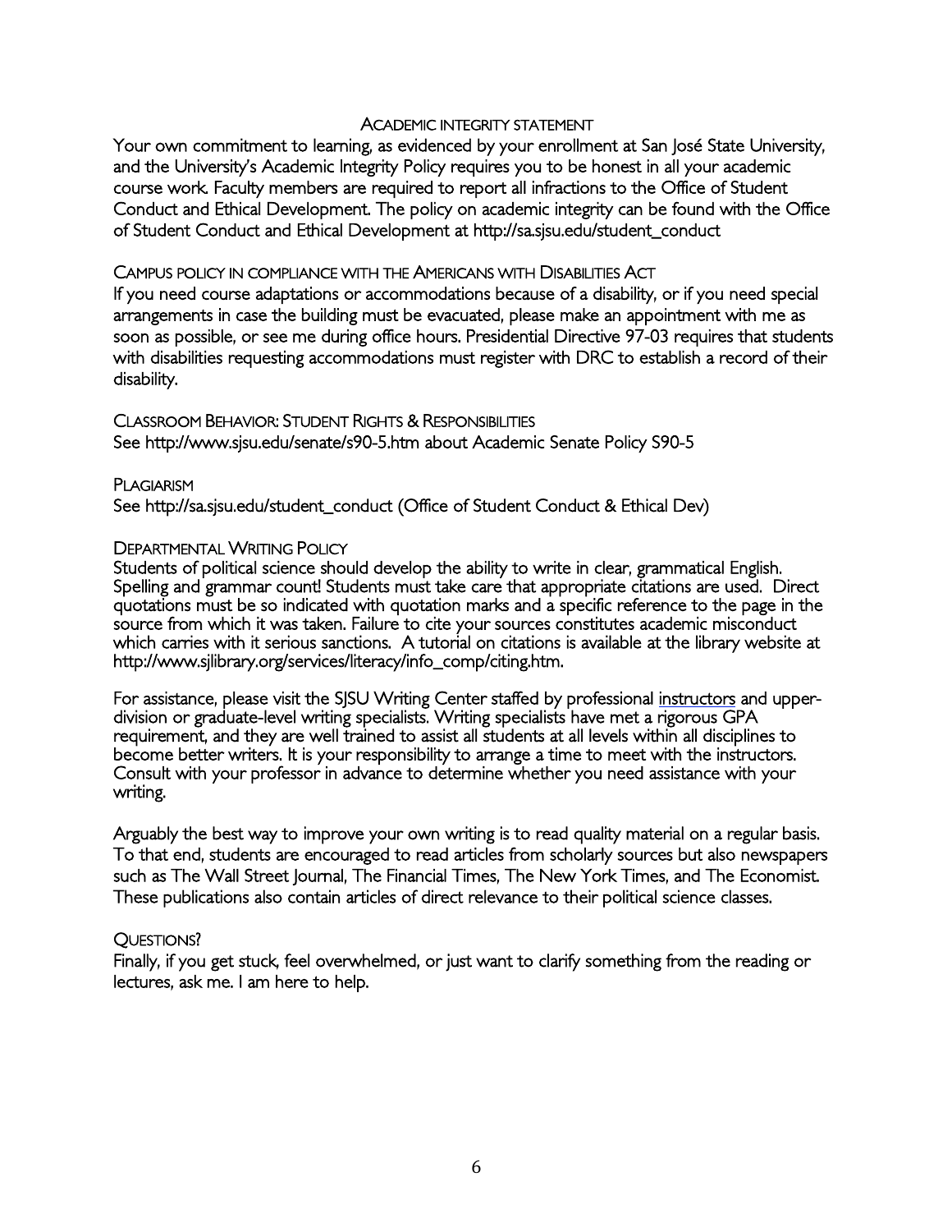## ACADEMIC INTEGRITY STATEMENT

Your own commitment to learning, as evidenced by your enrollment at San José State University, and the University's Academic Integrity Policy requires you to be honest in all your academic course work. Faculty members are required to report all infractions to the Office of Student Conduct and Ethical Development. The policy on academic integrity can be found with the Office of Student Conduct and Ethical Development at http://sa.sjsu.edu/student_conduct

## CAMPUS POLICY IN COMPLIANCE WITH THE AMERICANS WITH DISABILITIES ACT

If you need course adaptations or accommodations because of a disability, or if you need special arrangements in case the building must be evacuated, please make an appointment with me as soon as possible, or see me during office hours. Presidential Directive 97-03 requires that students with disabilities requesting accommodations must register with DRC to establish a record of their disability.

## CLASSROOM BEHAVIOR: STUDENT RIGHTS & RESPONSIBILITIES

See http://www.sjsu.edu/senate/s90-5.htm about Academic Senate Policy S90-5

## PLAGIARISM

See http://sa.sjsu.edu/student_conduct (Office of Student Conduct & Ethical Dev)

## DEPARTMENTAL WRITING POLICY

Students of political science should develop the ability to write in clear, grammatical English. Spelling and grammar count! Students must take care that appropriate citations are used. Direct quotations must be so indicated with quotation marks and a specific reference to the page in the source from which it was taken. Failure to cite your sources constitutes academic misconduct which carries with it serious sanctions. A tutorial on citations is available at the library website at http://www.sjlibrary.org/services/literacy/info_comp/citing.htm.

For assistance, please visit the SJSU Writing Center staffed by professional instructors and upper-division or graduate-level writing specialists. Writing specialists have met a rigorous GPA requirement, and they are well trained to assist all students at all levels within all disciplines to become better writers. It is your responsibility to arrange a time to meet with the instructors. Consult with your professor in advance to determine whether you need assistance with your writing.

Arguably the best way to improve your own writing is to read quality material on a regular basis. To that end, students are encouraged to read articles from scholarly sources but also newspapers such as The Wall Street Journal, The Financial Times, The New York Times, and The Economist. These publications also contain articles of direct relevance to their political science classes.

## QUESTIONS?

Finally, if you get stuck, feel overwhelmed, or just want to clarify something from the reading or lectures, ask me. I am here to help.